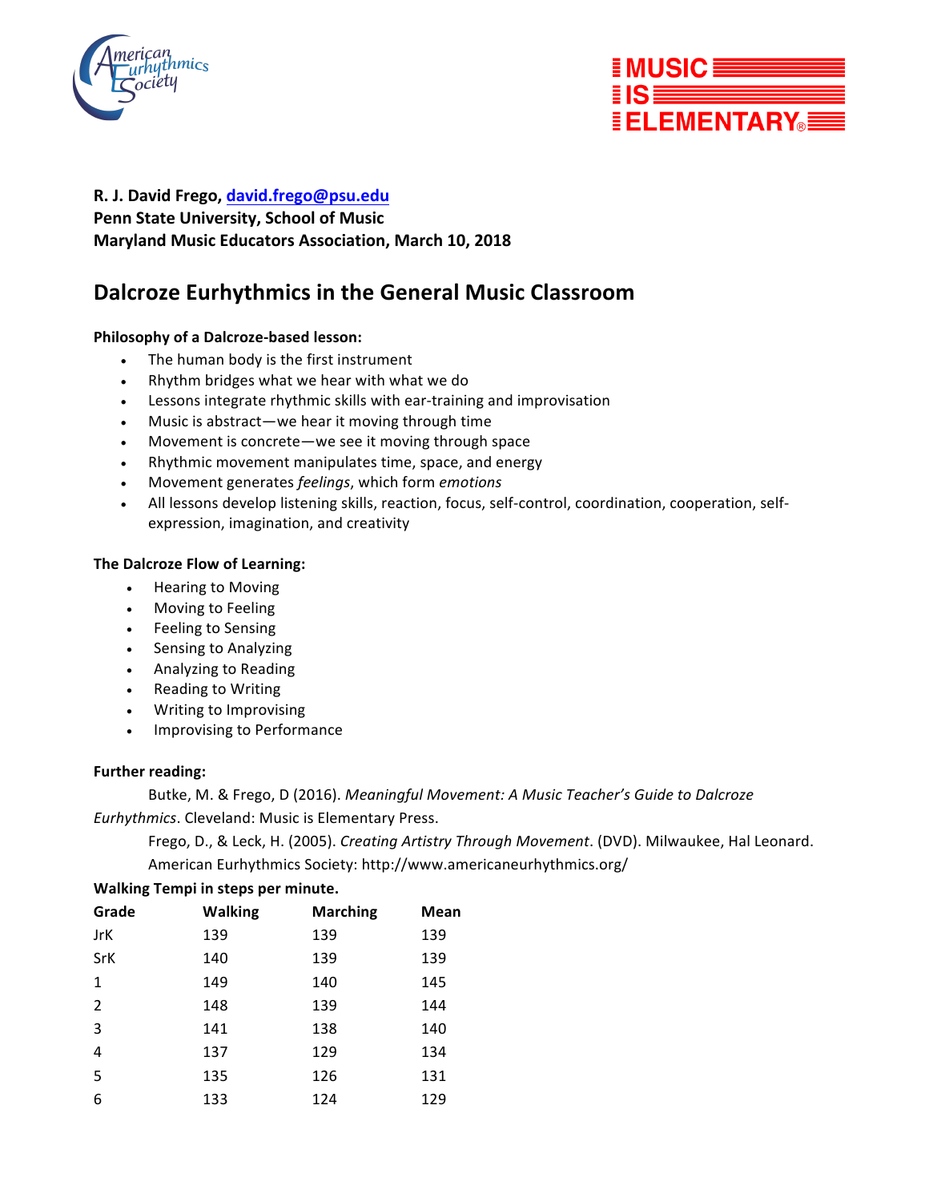**R. J. David Frego, david.frego@psu.edu**
**Penn State University, School of Music**
**Maryland Music Educators Association, March 10, 2018**

# Dalcroze Eurhythmics in the General Music Classroom

**Philosophy of a Dalcroze-based lesson:**

- The human body is the first instrument
- Rhythm bridges what we hear with what we do
- Lessons integrate rhythmic skills with ear-training and improvisation
- Music is abstract—we hear it moving through time
- Movement is concrete—we see it moving through space
- Rhythmic movement manipulates time, space, and energy
- Movement generates *feelings*, which form *emotions*
- All lessons develop listening skills, reaction, focus, self-control, coordination, cooperation, self-expression, imagination, and creativity

**The Dalcroze Flow of Learning:**

- Hearing to Moving
- Moving to Feeling
- Feeling to Sensing
- Sensing to Analyzing
- Analyzing to Reading
- Reading to Writing
- Writing to Improvising
- Improvising to Performance

**Further reading:**

Butke, M. & Frego, D (2016). *Meaningful Movement: A Music Teacher's Guide to Dalcroze Eurhythmics*. Cleveland: Music is Elementary Press.

Frego, D., & Leck, H. (2005). *Creating Artistry Through Movement*. (DVD). Milwaukee, Hal Leonard.

American Eurhythmics Society: http://www.americaneurhythmics.org/

**Walking Tempi in steps per minute.**

| Grade | Walking | Marching | Mean |
|---|---|---|---|
| JrK | 139 | 139 | 139 |
| SrK | 140 | 139 | 139 |
| 1 | 149 | 140 | 145 |
| 2 | 148 | 139 | 144 |
| 3 | 141 | 138 | 140 |
| 4 | 137 | 129 | 134 |
| 5 | 135 | 126 | 131 |
| 6 | 133 | 124 | 129 |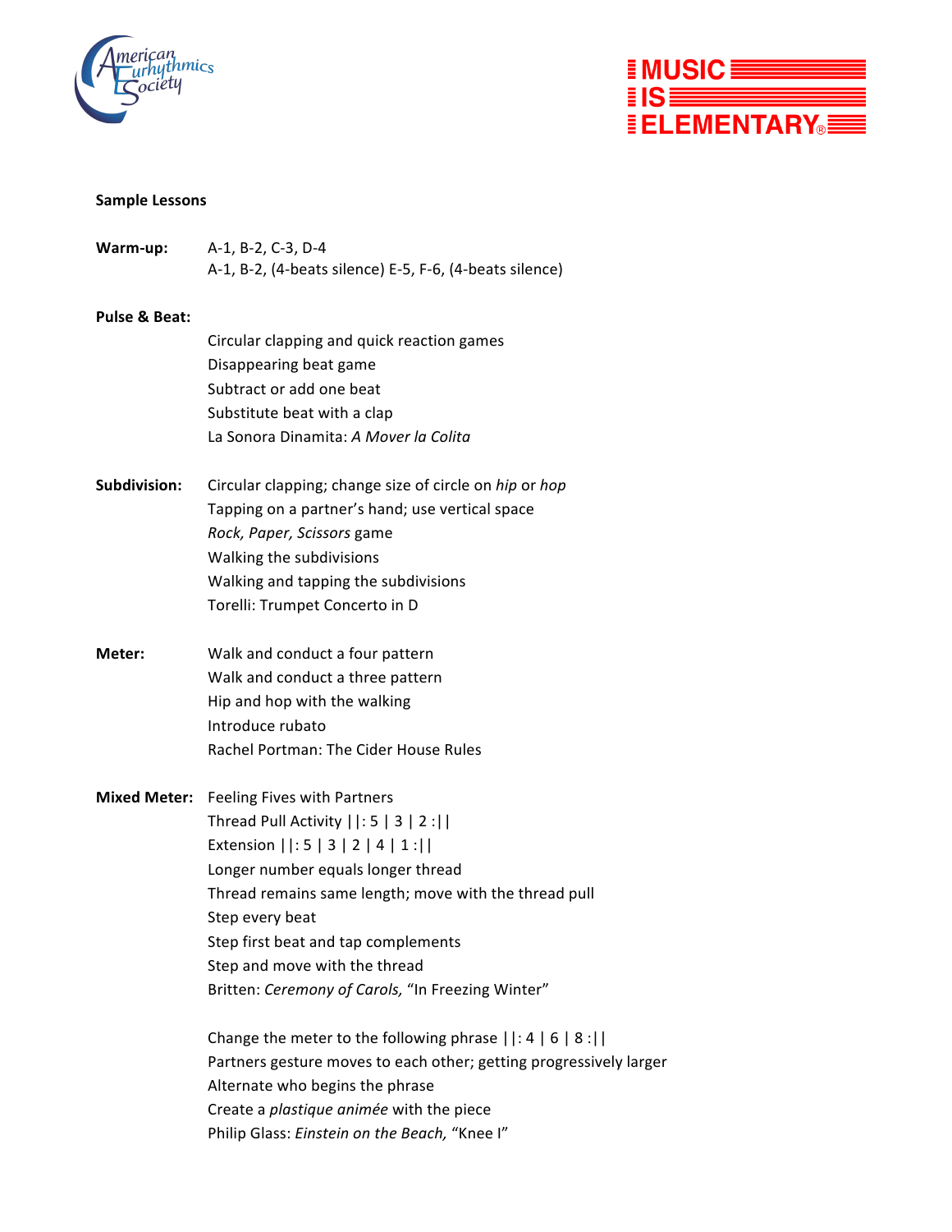**Sample Lessons**

**Warm-up:**

A-1, B-2, C-3, D-4
A-1, B-2, (4-beats silence) E-5, F-6, (4-beats silence)

**Pulse & Beat:**

Circular clapping and quick reaction games
Disappearing beat game
Subtract or add one beat
Substitute beat with a clap
La Sonora Dinamita: *A Mover la Colita*

**Subdivision:**

Circular clapping; change size of circle on *hip* or *hop*
Tapping on a partner's hand; use vertical space
*Rock, Paper, Scissors* game
Walking the subdivisions
Walking and tapping the subdivisions
Torelli: Trumpet Concerto in D

**Meter:**

Walk and conduct a four pattern
Walk and conduct a three pattern
Hip and hop with the walking
Introduce rubato
Rachel Portman: The Cider House Rules

**Mixed Meter:**

Feeling Fives with Partners
Thread Pull Activity ||: 5 | 3 | 2 :||
Extension ||: 5 | 3 | 2 | 4 | 1 :||
Longer number equals longer thread
Thread remains same length; move with the thread pull
Step every beat
Step first beat and tap complements
Step and move with the thread
Britten: *Ceremony of Carols,* "In Freezing Winter"

Change the meter to the following phrase ||: 4 | 6 | 8 :||
Partners gesture moves to each other; getting progressively larger
Alternate who begins the phrase
Create a *plastique animée* with the piece
Philip Glass: *Einstein on the Beach,* "Knee I"